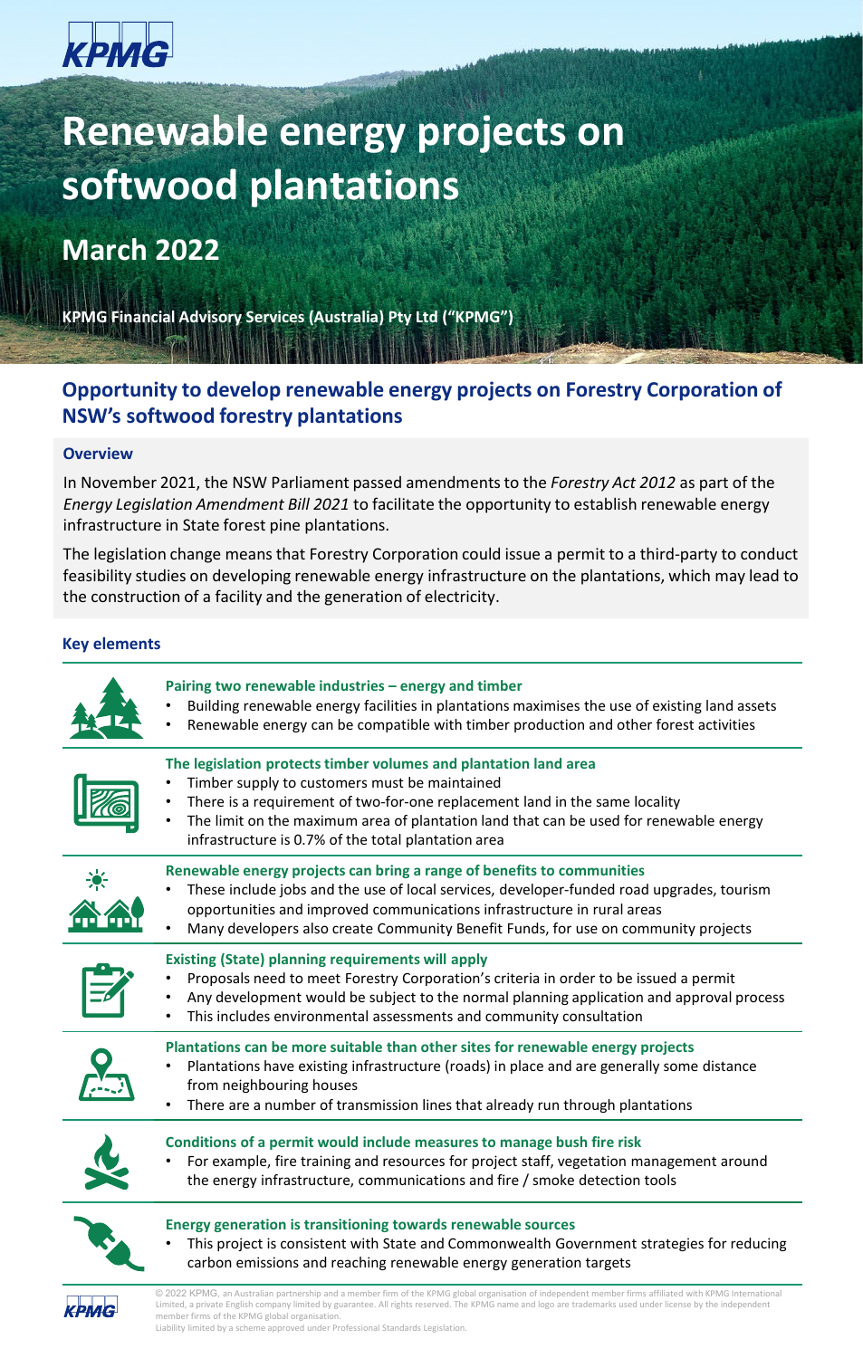KPMG

# Renewable energy projects on softwood plantations

## March 2022

**KPMG Financial Advisory Services (Australia) Pty Ltd ("KPMG")**

## Opportunity to develop renewable energy projects on Forestry Corporation of NSW's softwood forestry plantations

### Overview

In November 2021, the NSW Parliament passed amendments to the *Forestry Act 2012* as part of the *Energy Legislation Amendment Bill 2021* to facilitate the opportunity to establish renewable energy infrastructure in State forest pine plantations.

The legislation change means that Forestry Corporation could issue a permit to a third-party to conduct feasibility studies on developing renewable energy infrastructure on the plantations, which may lead to the construction of a facility and the generation of electricity.

### Key elements

**Pairing two renewable industries – energy and timber**

- Building renewable energy facilities in plantations maximises the use of existing land assets
- Renewable energy can be compatible with timber production and other forest activities

**The legislation protects timber volumes and plantation land area**

- Timber supply to customers must be maintained
- There is a requirement of two-for-one replacement land in the same locality
- The limit on the maximum area of plantation land that can be used for renewable energy infrastructure is 0.7% of the total plantation area

**Renewable energy projects can bring a range of benefits to communities**

- These include jobs and the use of local services, developer-funded road upgrades, tourism opportunities and improved communications infrastructure in rural areas
- Many developers also create Community Benefit Funds, for use on community projects

**Existing (State) planning requirements will apply**

- Proposals need to meet Forestry Corporation's criteria in order to be issued a permit
- Any development would be subject to the normal planning application and approval process
- This includes environmental assessments and community consultation

**Plantations can be more suitable than other sites for renewable energy projects**

- Plantations have existing infrastructure (roads) in place and are generally some distance from neighbouring houses
- There are a number of transmission lines that already run through plantations

**Conditions of a permit would include measures to manage bush fire risk**

- For example, fire training and resources for project staff, vegetation management around the energy infrastructure, communications and fire / smoke detection tools

**Energy generation is transitioning towards renewable sources**

- This project is consistent with State and Commonwealth Government strategies for reducing carbon emissions and reaching renewable energy generation targets

© 2022 KPMG, an Australian partnership and a member firm of the KPMG global organisation of independent member firms affiliated with KPMG International Limited, a private English company limited by guarantee. All rights reserved. The KPMG name and logo are trademarks used under license by the independent member firms of the KPMG global organisation.
Liability limited by a scheme approved under Professional Standards Legislation.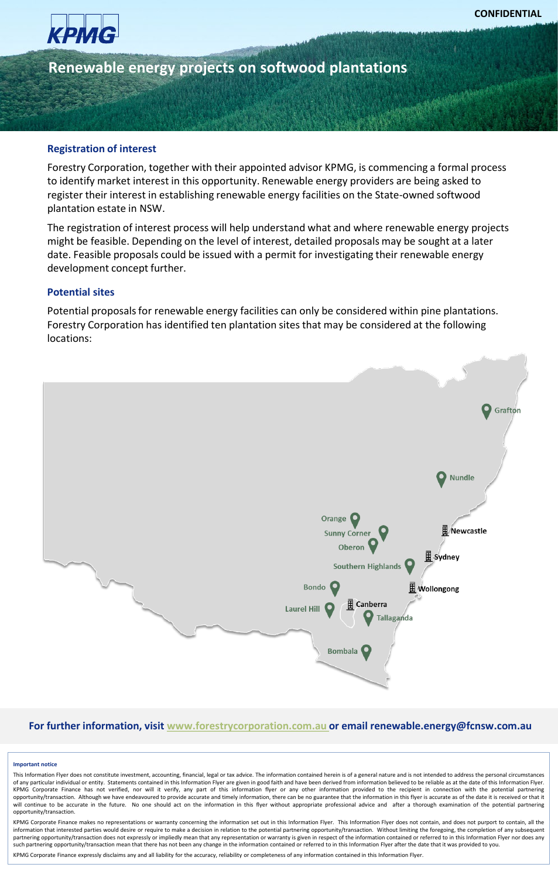CONFIDENTIAL

KPMG

# Renewable energy projects on softwood plantations

## Registration of interest

Forestry Corporation, together with their appointed advisor KPMG, is commencing a formal process to identify market interest in this opportunity. Renewable energy providers are being asked to register their interest in establishing renewable energy facilities on the State-owned softwood plantation estate in NSW.

The registration of interest process will help understand what and where renewable energy projects might be feasible. Depending on the level of interest, detailed proposals may be sought at a later date. Feasible proposals could be issued with a permit for investigating their renewable energy development concept further.

## Potential sites

Potential proposals for renewable energy facilities can only be considered within pine plantations. Forestry Corporation has identified ten plantation sites that may be considered at the following locations:

Grafton
Nundle
Orange
Sunny Corner
Oberon
Newcastle
Sydney
Southern Highlands
Bondo
Wollongong
Laurel Hill
Canberra
Tallaganda
Bombala

**For further information, visit www.forestrycorporation.com.au or email renewable.energy@fcnsw.com.au**

**Important notice**

This Information Flyer does not constitute investment, accounting, financial, legal or tax advice. The information contained herein is of a general nature and is not intended to address the personal circumstances of any particular individual or entity. Statements contained in this Information Flyer are given in good faith and have been derived from information believed to be reliable as at the date of this Information Flyer. KPMG Corporate Finance has not verified, nor will it verify, any part of this information flyer or any other information provided to the recipient in connection with the potential partnering opportunity/transaction. Although we have endeavoured to provide accurate and timely information, there can be no guarantee that the information in this flyer is accurate as of the date it is received or that it will continue to be accurate in the future. No one should act on the information in this flyer without appropriate professional advice and after a thorough examination of the potential partnering opportunity/transaction.

KPMG Corporate Finance makes no representations or warranty concerning the information set out in this Information Flyer. This Information Flyer does not contain, and does not purport to contain, all the information that interested parties would desire or require to make a decision in relation to the potential partnering opportunity/transaction. Without limiting the foregoing, the completion of any subsequent partnering opportunity/transaction does not expressly or impliedly mean that any representation or warranty is given in respect of the information contained or referred to in this Information Flyer nor does any such partnering opportunity/transaction mean that there has not been any change in the information contained or referred to in this Information Flyer after the date that it was provided to you.

KPMG Corporate Finance expressly disclaims any and all liability for the accuracy, reliability or completeness of any information contained in this Information Flyer.